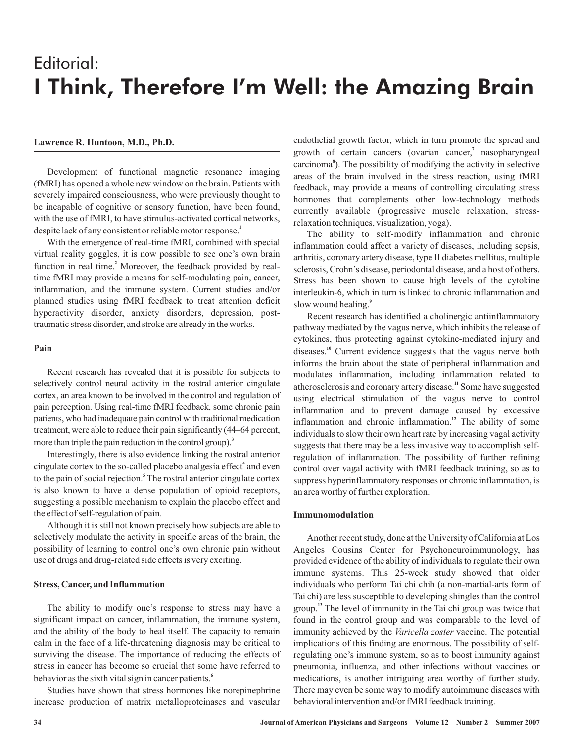# Editorial: I Think, Therefore I'm Well: the Amazing Brain

**Lawrence R. Huntoon, M.D., Ph.D.**

Development of functional magnetic resonance imaging (fMRI) has opened a whole new window on the brain. Patients with severely impaired consciousness, who were previously thought to be incapable of cognitive or sensory function, have been found, with the use of fMRI, to have stimulus-activated cortical networks, despite lack of any consistent or reliable motor response.[1]

With the emergence of real-time fMRI, combined with special virtual reality goggles, it is now possible to see one's own brain function in real time.[2] Moreover, the feedback provided by real-time fMRI may provide a means for self-modulating pain, cancer, inflammation, and the immune system. Current studies and/or planned studies using fMRI feedback to treat attention deficit hyperactivity disorder, anxiety disorders, depression, post-traumatic stress disorder, and stroke are already in the works.

**Pain**

Recent research has revealed that it is possible for subjects to selectively control neural activity in the rostral anterior cingulate cortex, an area known to be involved in the control and regulation of pain perception. Using real-time fMRI feedback, some chronic pain patients, who had inadequate pain control with traditional medication treatment, were able to reduce their pain significantly (44–64 percent, more than triple the pain reduction in the control group).[3]

Interestingly, there is also evidence linking the rostral anterior cingulate cortex to the so-called placebo analgesia effect[4] and even to the pain of social rejection.[5] The rostral anterior cingulate cortex is also known to have a dense population of opioid receptors, suggesting a possible mechanism to explain the placebo effect and the effect of self-regulation of pain.

Although it is still not known precisely how subjects are able to selectively modulate the activity in specific areas of the brain, the possibility of learning to control one's own chronic pain without use of drugs and drug-related side effects is very exciting.

**Stress, Cancer, and Inflammation**

The ability to modify one's response to stress may have a significant impact on cancer, inflammation, the immune system, and the ability of the body to heal itself. The capacity to remain calm in the face of a life-threatening diagnosis may be critical to surviving the disease. The importance of reducing the effects of stress in cancer has become so crucial that some have referred to behavior as the sixth vital sign in cancer patients.[6]

Studies have shown that stress hormones like norepinephrine increase production of matrix metalloproteinases and vascular endothelial growth factor, which in turn promote the spread and growth of certain cancers (ovarian cancer,[7] nasopharyngeal carcinoma[8]). The possibility of modifying the activity in selective areas of the brain involved in the stress reaction, using fMRI feedback, may provide a means of controlling circulating stress hormones that complements other low-technology methods currently available (progressive muscle relaxation, stress-relaxation techniques, visualization, yoga).

The ability to self-modify inflammation and chronic inflammation could affect a variety of diseases, including sepsis, arthritis, coronary artery disease, type II diabetes mellitus, multiple sclerosis, Crohn's disease, periodontal disease, and a host of others. Stress has been shown to cause high levels of the cytokine interleukin-6, which in turn is linked to chronic inflammation and slow wound healing.[9]

Recent research has identified a cholinergic antiinflammatory pathway mediated by the vagus nerve, which inhibits the release of cytokines, thus protecting against cytokine-mediated injury and diseases.[10] Current evidence suggests that the vagus nerve both informs the brain about the state of peripheral inflammation and modulates inflammation, including inflammation related to atherosclerosis and coronary artery disease.[11] Some have suggested using electrical stimulation of the vagus nerve to control inflammation and to prevent damage caused by excessive inflammation and chronic inflammation.[12] The ability of some individuals to slow their own heart rate by increasing vagal activity suggests that there may be a less invasive way to accomplish self-regulation of inflammation. The possibility of further refining control over vagal activity with fMRI feedback training, so as to suppress hyperinflammatory responses or chronic inflammation, is an area worthy of further exploration.

**Immunomodulation**

Another recent study, done at the University of California at Los Angeles Cousins Center for Psychoneuroimmunology, has provided evidence of the ability of individuals to regulate their own immune systems. This 25-week study showed that older individuals who perform Tai chi chih (a non-martial-arts form of Tai chi) are less susceptible to developing shingles than the control group.[13] The level of immunity in the Tai chi group was twice that found in the control group and was comparable to the level of immunity achieved by the *Varicella zoster* vaccine. The potential implications of this finding are enormous. The possibility of self-regulating one's immune system, so as to boost immunity against pneumonia, influenza, and other infections without vaccines or medications, is another intriguing area worthy of further study. There may even be some way to modify autoimmune diseases with behavioral intervention and/or fMRI feedback training.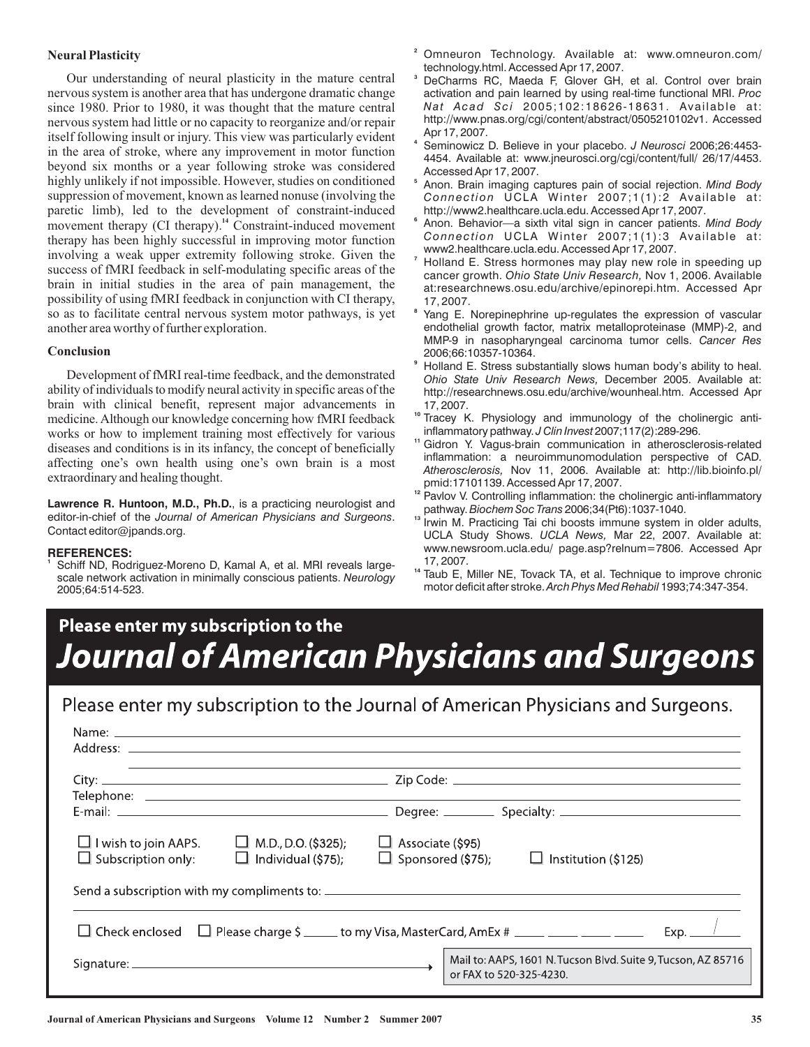### Neural Plasticity

Our understanding of neural plasticity in the mature central nervous system is another area that has undergone dramatic change since 1980. Prior to 1980, it was thought that the mature central nervous system had little or no capacity to reorganize and/or repair itself following insult or injury. This view was particularly evident in the area of stroke, where any improvement in motor function beyond six months or a year following stroke was considered highly unlikely if not impossible. However, studies on conditioned suppression of movement, known as learned nonuse (involving the paretic limb), led to the development of constraint-induced movement therapy (CI therapy).[14] Constraint-induced movement therapy has been highly successful in improving motor function involving a weak upper extremity following stroke. Given the success of fMRI feedback in self-modulating specific areas of the brain in initial studies in the area of pain management, the possibility of using fMRI feedback in conjunction with CI therapy, so as to facilitate central nervous system motor pathways, is yet another area worthy of further exploration.

### Conclusion

Development of fMRI real-time feedback, and the demonstrated ability of individuals to modify neural activity in specific areas of the brain with clinical benefit, represent major advancements in medicine. Although our knowledge concerning how fMRI feedback works or how to implement training most effectively for various diseases and conditions is in its infancy, the concept of beneficially affecting one's own health using one's own brain is a most extraordinary and healing thought.

**Lawrence R. Huntoon, M.D., Ph.D.**, is a practicing neurologist and editor-in-chief of the *Journal of American Physicians and Surgeons*. Contact editor@jpands.org.

### REFERENCES:

1. Schiff ND, Rodriguez-Moreno D, Kamal A, et al. MRI reveals large-scale network activation in minimally conscious patients. *Neurology* 2005;64:514-523.
2. Omneuron Technology. Available at: www.omneuron.com/technology.html. Accessed Apr 17, 2007.
3. DeCharms RC, Maeda F, Glover GH, et al. Control over brain activation and pain learned by using real-time functional MRI. *Proc Nat Acad Sci* 2005;102:18626-18631. Available at: http://www.pnas.org/cgi/content/abstract/0505210102v1. Accessed Apr 17, 2007.
4. Seminowicz D. Believe in your placebo. *J Neurosci* 2006;26:4453-4454. Available at: www.jneurosci.org/cgi/content/full/ 26/17/4453. Accessed Apr 17, 2007.
5. Anon. Brain imaging captures pain of social rejection. *Mind Body Connection* UCLA Winter 2007;1(1):2 Available at: http://www2.healthcare.ucla.edu. Accessed Apr 17, 2007.
6. Anon. Behavior—a sixth vital sign in cancer patients. *Mind Body Connection* UCLA Winter 2007;1(1):3 Available at: www2.healthcare.ucla.edu. Accessed Apr 17, 2007.
7. Holland E. Stress hormones may play new role in speeding up cancer growth. *Ohio State Univ Research,* Nov 1, 2006. Available at:researchnews.osu.edu/archive/epinorepi.htm. Accessed Apr 17, 2007.
8. Yang E. Norepinephrine up-regulates the expression of vascular endothelial growth factor, matrix metalloproteinase (MMP)-2, and MMP-9 in nasopharyngeal carcinoma tumor cells. *Cancer Res* 2006;66:10357-10364.
9. Holland E. Stress substantially slows human body's ability to heal. *Ohio State Univ Research News,* December 2005. Available at: http://researchnews.osu.edu/archive/wounheal.htm. Accessed Apr 17, 2007.
10. Tracey K. Physiology and immunology of the cholinergic anti-inflammatory pathway. *J Clin Invest* 2007;117(2):289-296.
11. Gidron Y. Vagus-brain communication in atherosclerosis-related inflammation: a neuroimmunomodulation perspective of CAD. *Atherosclerosis,* Nov 11, 2006. Available at: http://lib.bioinfo.pl/pmid:17101139. Accessed Apr 17, 2007.
12. Pavlov V. Controlling inflammation: the cholinergic anti-inflammatory pathway. *Biochem Soc Trans* 2006;34(Pt6):1037-1040.
13. Irwin M. Practicing Tai chi boosts immune system in older adults, UCLA Study Shows. *UCLA News,* Mar 22, 2007. Available at: www.newsroom.ucla.edu/ page.asp?relnum=7806. Accessed Apr 17, 2007.
14. Taub E, Miller NE, Tovack TA, et al. Technique to improve chronic motor deficit after stroke. *Arch Phys Med Rehabil* 1993;74:347-354.

## Please enter my subscription to the *Journal of American Physicians and Surgeons*

Please enter my subscription to the Journal of American Physicians and Surgeons.

Name: ____________________

Address: ____________________

City: ____________________ Zip Code: ____________________

Telephone: ____________________

E-mail: ____________________ Degree: ________ Specialty: ____________________

☐ I wish to join AAPS. ☐ M.D., D.O. ($325); ☐ Associate ($95)

☐ Subscription only: ☐ Individual ($75); ☐ Sponsored ($75); ☐ Institution ($125)

Send a subscription with my compliments to: ____________________

☐ Check enclosed ☐ Please charge $ _____ to my Visa, MasterCard, AmEx # ____ ____ ____ ____ Exp. ___/___

Signature: ____________________

Mail to: AAPS, 1601 N. Tucson Blvd. Suite 9, Tucson, AZ 85716 or FAX to 520-325-4230.